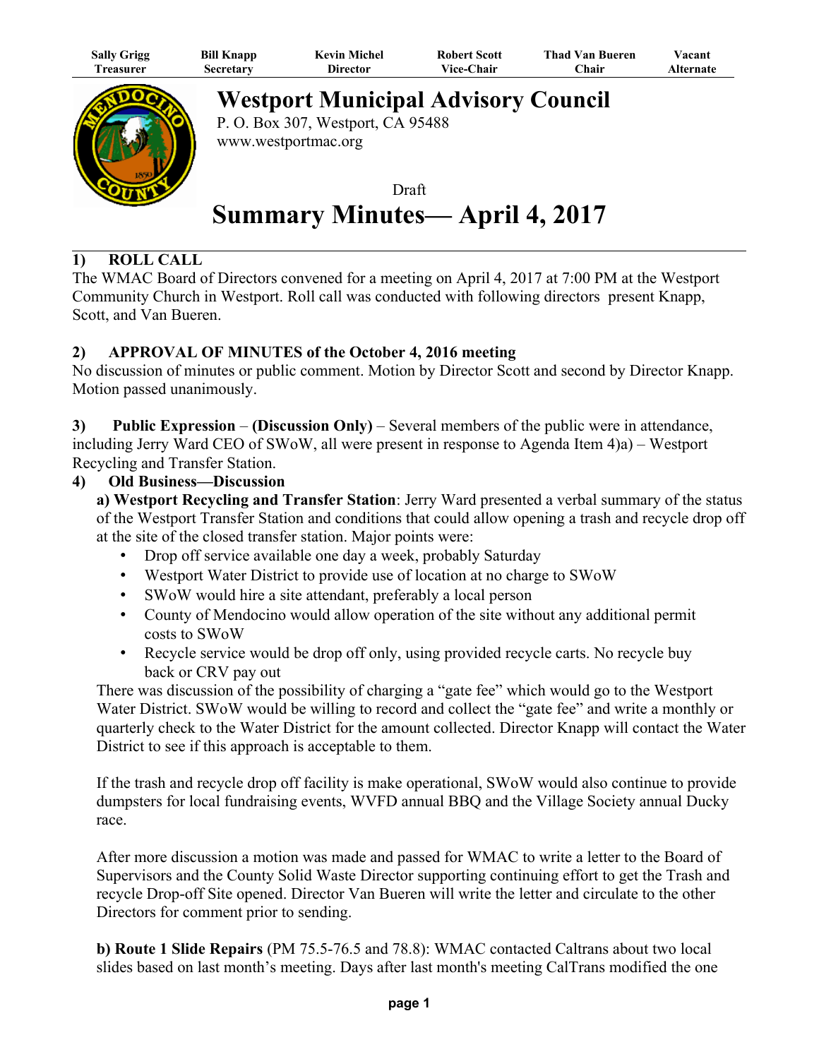| Sally Grigg | Bill Knapp | Kevin Michel | Robert Scott | Thad Van Bueren | Vacant |
|---|---|---|---|---|---|
| Treasurer | Secretary | Director | Vice-Chair | Chair | Alternate |

# Westport Municipal Advisory Council

P. O. Box 307, Westport, CA 95488
www.westportmac.org

Draft

# Summary Minutes— April 4, 2017

## 1) ROLL CALL

The WMAC Board of Directors convened for a meeting on April 4, 2017 at 7:00 PM at the Westport Community Church in Westport. Roll call was conducted with following directors present Knapp, Scott, and Van Bueren.

## 2) APPROVAL OF MINUTES of the October 4, 2016 meeting

No discussion of minutes or public comment. Motion by Director Scott and second by Director Knapp. Motion passed unanimously.

**3) Public Expression** – **(Discussion Only)** – Several members of the public were in attendance, including Jerry Ward CEO of SWoW, all were present in response to Agenda Item 4)a) – Westport Recycling and Transfer Station.

## 4) Old Business—Discussion

**a) Westport Recycling and Transfer Station**: Jerry Ward presented a verbal summary of the status of the Westport Transfer Station and conditions that could allow opening a trash and recycle drop off at the site of the closed transfer station. Major points were:

- Drop off service available one day a week, probably Saturday
- Westport Water District to provide use of location at no charge to SWoW
- SWoW would hire a site attendant, preferably a local person
- County of Mendocino would allow operation of the site without any additional permit costs to SWoW
- Recycle service would be drop off only, using provided recycle carts. No recycle buy back or CRV pay out

There was discussion of the possibility of charging a "gate fee" which would go to the Westport Water District. SWoW would be willing to record and collect the "gate fee" and write a monthly or quarterly check to the Water District for the amount collected. Director Knapp will contact the Water District to see if this approach is acceptable to them.

If the trash and recycle drop off facility is make operational, SWoW would also continue to provide dumpsters for local fundraising events, WVFD annual BBQ and the Village Society annual Ducky race.

After more discussion a motion was made and passed for WMAC to write a letter to the Board of Supervisors and the County Solid Waste Director supporting continuing effort to get the Trash and recycle Drop-off Site opened. Director Van Bueren will write the letter and circulate to the other Directors for comment prior to sending.

**b) Route 1 Slide Repairs** (PM 75.5-76.5 and 78.8): WMAC contacted Caltrans about two local slides based on last month's meeting. Days after last month's meeting CalTrans modified the one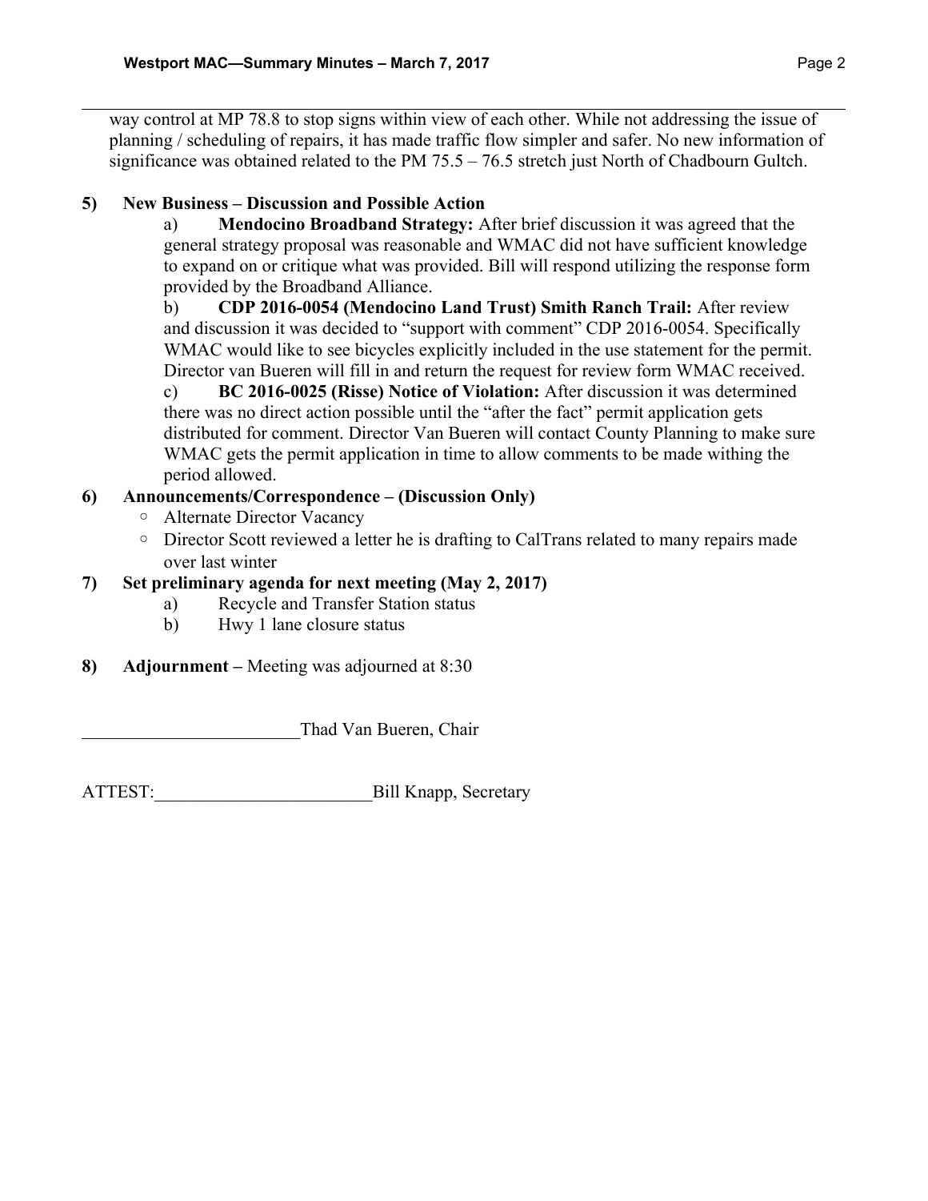way control at MP 78.8 to stop signs within view of each other. While not addressing the issue of planning / scheduling of repairs, it has made traffic flow simpler and safer. No new information of significance was obtained related to the PM 75.5 – 76.5 stretch just North of Chadbourn Gultch.

**5) New Business – Discussion and Possible Action**

a) **Mendocino Broadband Strategy:** After brief discussion it was agreed that the general strategy proposal was reasonable and WMAC did not have sufficient knowledge to expand on or critique what was provided. Bill will respond utilizing the response form provided by the Broadband Alliance.

b) **CDP 2016-0054 (Mendocino Land Trust) Smith Ranch Trail:** After review and discussion it was decided to "support with comment" CDP 2016-0054. Specifically WMAC would like to see bicycles explicitly included in the use statement for the permit. Director van Bueren will fill in and return the request for review form WMAC received.

c) **BC 2016-0025 (Risse) Notice of Violation:** After discussion it was determined there was no direct action possible until the "after the fact" permit application gets distributed for comment. Director Van Bueren will contact County Planning to make sure WMAC gets the permit application in time to allow comments to be made withing the period allowed.

**6) Announcements/Correspondence – (Discussion Only)**

- Alternate Director Vacancy
- Director Scott reviewed a letter he is drafting to CalTrans related to many repairs made over last winter

**7) Set preliminary agenda for next meeting (May 2, 2017)**

a) Recycle and Transfer Station status

b) Hwy 1 lane closure status

**8) Adjournment –** Meeting was adjourned at 8:30

________________________Thad Van Bueren, Chair

ATTEST:________________________Bill Knapp, Secretary